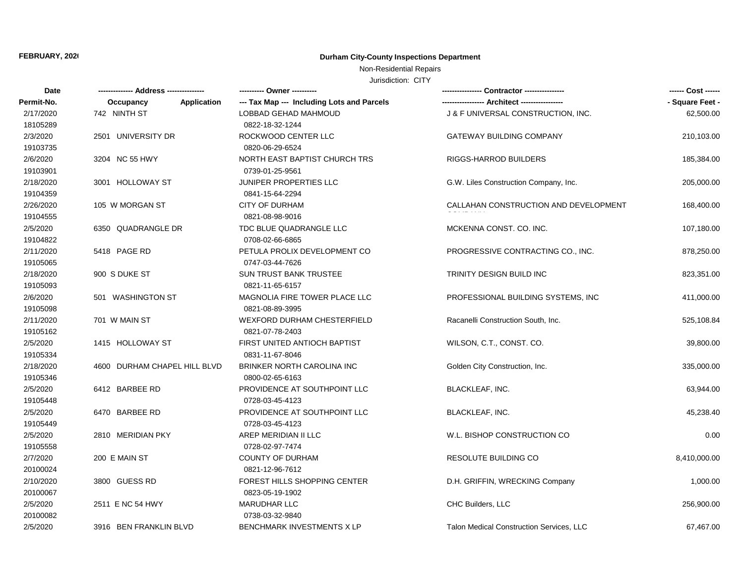FEBRUARY, 2020

# Durham City-County Inspections Department

Non-Residential Repairs

Jurisdiction: CITY

| Date / Permit-No. | Address / Occupancy Application | Owner / Tax Map --- Including Lots and Parcels | Contractor / Architect | Cost / Square Feet |
|---|---|---|---|---|
| 2/17/2020<br>18105289 | 742 NINTH ST | LOBBAD GEHAD MAHMOUD<br>0822-18-32-1244 | J & F UNIVERSAL CONSTRUCTION, INC. | 62,500.00 |
| 2/3/2020<br>19103735 | 2501 UNIVERSITY DR | ROCKWOOD CENTER LLC<br>0820-06-29-6524 | GATEWAY BUILDING COMPANY | 210,103.00 |
| 2/6/2020<br>19103901 | 3204 NC 55 HWY | NORTH EAST BAPTIST CHURCH TRS<br>0739-01-25-9561 | RIGGS-HARROD BUILDERS | 185,384.00 |
| 2/18/2020<br>19104359 | 3001 HOLLOWAY ST | JUNIPER PROPERTIES LLC<br>0841-15-64-2294 | G.W. Liles Construction Company, Inc. | 205,000.00 |
| 2/26/2020<br>19104555 | 105 W MORGAN ST | CITY OF DURHAM<br>0821-08-98-9016 | CALLAHAN CONSTRUCTION AND DEVELOPMENT COMPANY | 168,400.00 |
| 2/5/2020<br>19104822 | 6350 QUADRANGLE DR | TDC BLUE QUADRANGLE LLC<br>0708-02-66-6865 | MCKENNA CONST. CO. INC. | 107,180.00 |
| 2/11/2020<br>19105065 | 5418 PAGE RD | PETULA PROLIX DEVELOPMENT CO<br>0747-03-44-7626 | PROGRESSIVE CONTRACTING CO., INC. | 878,250.00 |
| 2/18/2020<br>19105093 | 900 S DUKE ST | SUN TRUST BANK TRUSTEE<br>0821-11-65-6157 | TRINITY DESIGN BUILD INC | 823,351.00 |
| 2/6/2020<br>19105098 | 501 WASHINGTON ST | MAGNOLIA FIRE TOWER PLACE LLC<br>0821-08-89-3995 | PROFESSIONAL BUILDING SYSTEMS, INC | 411,000.00 |
| 2/11/2020<br>19105162 | 701 W MAIN ST | WEXFORD DURHAM CHESTERFIELD<br>0821-07-78-2403 | Racanelli Construction South, Inc. | 525,108.84 |
| 2/5/2020<br>19105334 | 1415 HOLLOWAY ST | FIRST UNITED ANTIOCH BAPTIST<br>0831-11-67-8046 | WILSON, C.T., CONST. CO. | 39,800.00 |
| 2/18/2020<br>19105346 | 4600 DURHAM CHAPEL HILL BLVD | BRINKER NORTH CAROLINA INC<br>0800-02-65-6163 | Golden City Construction, Inc. | 335,000.00 |
| 2/5/2020<br>19105448 | 6412 BARBEE RD | PROVIDENCE AT SOUTHPOINT LLC<br>0728-03-45-4123 | BLACKLEAF, INC. | 63,944.00 |
| 2/5/2020<br>19105449 | 6470 BARBEE RD | PROVIDENCE AT SOUTHPOINT LLC<br>0728-03-45-4123 | BLACKLEAF, INC. | 45,238.40 |
| 2/5/2020<br>19105558 | 2810 MERIDIAN PKY | AREP MERIDIAN II LLC<br>0728-02-97-7474 | W.L. BISHOP CONSTRUCTION CO | 0.00 |
| 2/7/2020<br>20100024 | 200 E MAIN ST | COUNTY OF DURHAM<br>0821-12-96-7612 | RESOLUTE BUILDING CO | 8,410,000.00 |
| 2/10/2020<br>20100067 | 3800 GUESS RD | FOREST HILLS SHOPPING CENTER<br>0823-05-19-1902 | D.H. GRIFFIN, WRECKING Company | 1,000.00 |
| 2/5/2020<br>20100082 | 2511 E NC 54 HWY | MARUDHAR LLC<br>0738-03-32-9840 | CHC Builders, LLC | 256,900.00 |
| 2/5/2020 | 3916 BEN FRANKLIN BLVD | BENCHMARK INVESTMENTS X LP | Talon Medical Construction Services, LLC | 67,467.00 |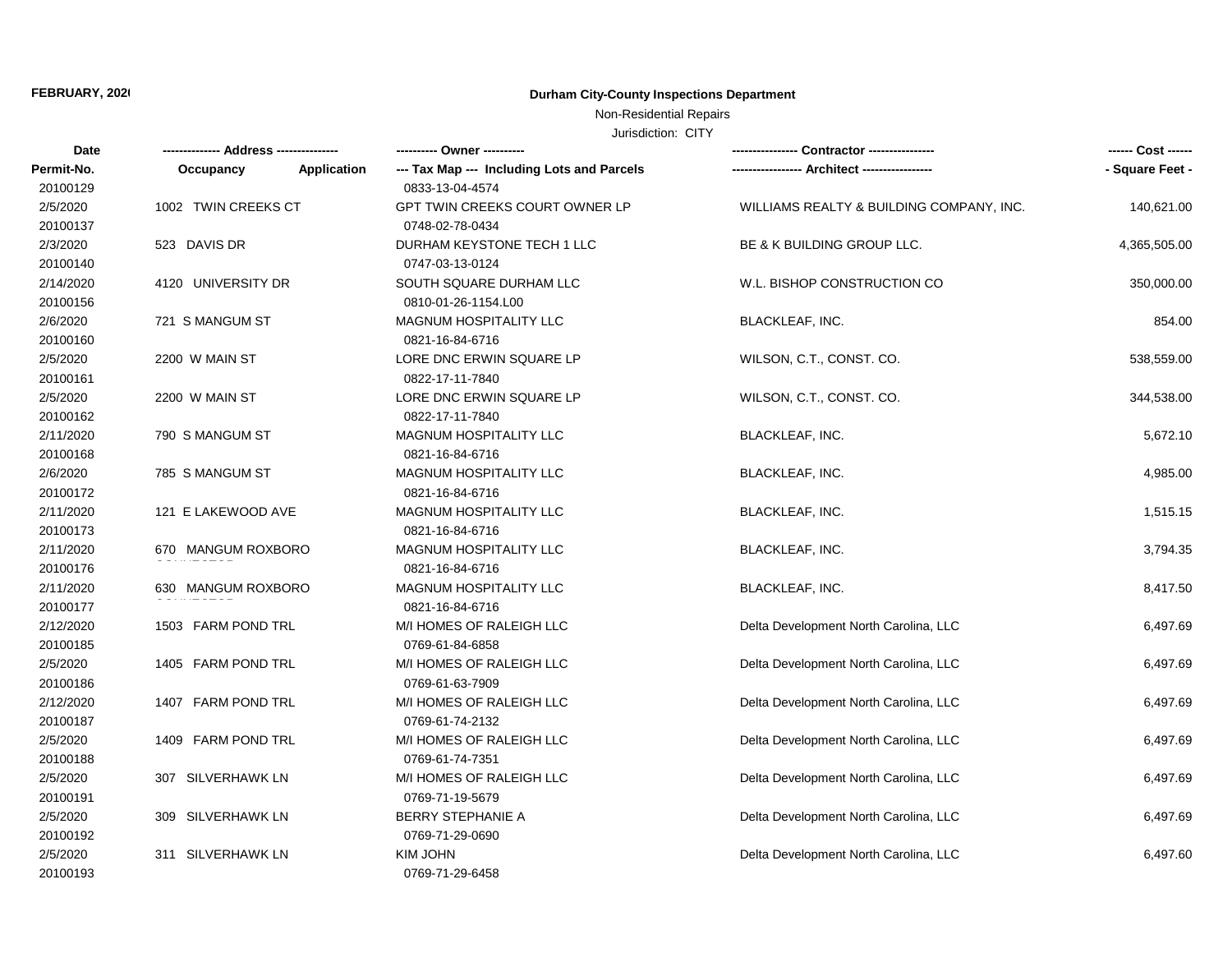FEBRUARY, 2020

**Durham City-County Inspections Department**

Non-Residential Repairs

Jurisdiction: CITY

| Date / Permit-No. | Address / Occupancy / Application | Owner / Tax Map --- Including Lots and Parcels | Contractor / Architect | Cost / Square Feet |
|---|---|---|---|---|
| 20100129 | | 0833-13-04-4574 | | |
| 2/5/2020 | 1002 TWIN CREEKS CT | GPT TWIN CREEKS COURT OWNER LP | WILLIAMS REALTY & BUILDING COMPANY, INC. | 140,621.00 |
| 20100137 | | 0748-02-78-0434 | | |
| 2/3/2020 | 523 DAVIS DR | DURHAM KEYSTONE TECH 1 LLC | BE & K BUILDING GROUP LLC. | 4,365,505.00 |
| 20100140 | | 0747-03-13-0124 | | |
| 2/14/2020 | 4120 UNIVERSITY DR | SOUTH SQUARE DURHAM LLC | W.L. BISHOP CONSTRUCTION CO | 350,000.00 |
| 20100156 | | 0810-01-26-1154.L00 | | |
| 2/6/2020 | 721 S MANGUM ST | MAGNUM HOSPITALITY LLC | BLACKLEAF, INC. | 854.00 |
| 20100160 | | 0821-16-84-6716 | | |
| 2/5/2020 | 2200 W MAIN ST | LORE DNC ERWIN SQUARE LP | WILSON, C.T., CONST. CO. | 538,559.00 |
| 20100161 | | 0822-17-11-7840 | | |
| 2/5/2020 | 2200 W MAIN ST | LORE DNC ERWIN SQUARE LP | WILSON, C.T., CONST. CO. | 344,538.00 |
| 20100162 | | 0822-17-11-7840 | | |
| 2/11/2020 | 790 S MANGUM ST | MAGNUM HOSPITALITY LLC | BLACKLEAF, INC. | 5,672.10 |
| 20100168 | | 0821-16-84-6716 | | |
| 2/6/2020 | 785 S MANGUM ST | MAGNUM HOSPITALITY LLC | BLACKLEAF, INC. | 4,985.00 |
| 20100172 | | 0821-16-84-6716 | | |
| 2/11/2020 | 121 E LAKEWOOD AVE | MAGNUM HOSPITALITY LLC | BLACKLEAF, INC. | 1,515.15 |
| 20100173 | | 0821-16-84-6716 | | |
| 2/11/2020 | 670 MANGUM ROXBORO CONNECTOR | MAGNUM HOSPITALITY LLC | BLACKLEAF, INC. | 3,794.35 |
| 20100176 | | 0821-16-84-6716 | | |
| 2/11/2020 | 630 MANGUM ROXBORO CONNECTOR | MAGNUM HOSPITALITY LLC | BLACKLEAF, INC. | 8,417.50 |
| 20100177 | | 0821-16-84-6716 | | |
| 2/12/2020 | 1503 FARM POND TRL | M/I HOMES OF RALEIGH LLC | Delta Development North Carolina, LLC | 6,497.69 |
| 20100185 | | 0769-61-84-6858 | | |
| 2/5/2020 | 1405 FARM POND TRL | M/I HOMES OF RALEIGH LLC | Delta Development North Carolina, LLC | 6,497.69 |
| 20100186 | | 0769-61-63-7909 | | |
| 2/12/2020 | 1407 FARM POND TRL | M/I HOMES OF RALEIGH LLC | Delta Development North Carolina, LLC | 6,497.69 |
| 20100187 | | 0769-61-74-2132 | | |
| 2/5/2020 | 1409 FARM POND TRL | M/I HOMES OF RALEIGH LLC | Delta Development North Carolina, LLC | 6,497.69 |
| 20100188 | | 0769-61-74-7351 | | |
| 2/5/2020 | 307 SILVERHAWK LN | M/I HOMES OF RALEIGH LLC | Delta Development North Carolina, LLC | 6,497.69 |
| 20100191 | | 0769-71-19-5679 | | |
| 2/5/2020 | 309 SILVERHAWK LN | BERRY STEPHANIE A | Delta Development North Carolina, LLC | 6,497.69 |
| 20100192 | | 0769-71-29-0690 | | |
| 2/5/2020 | 311 SILVERHAWK LN | KIM JOHN | Delta Development North Carolina, LLC | 6,497.60 |
| 20100193 | | 0769-71-29-6458 | | |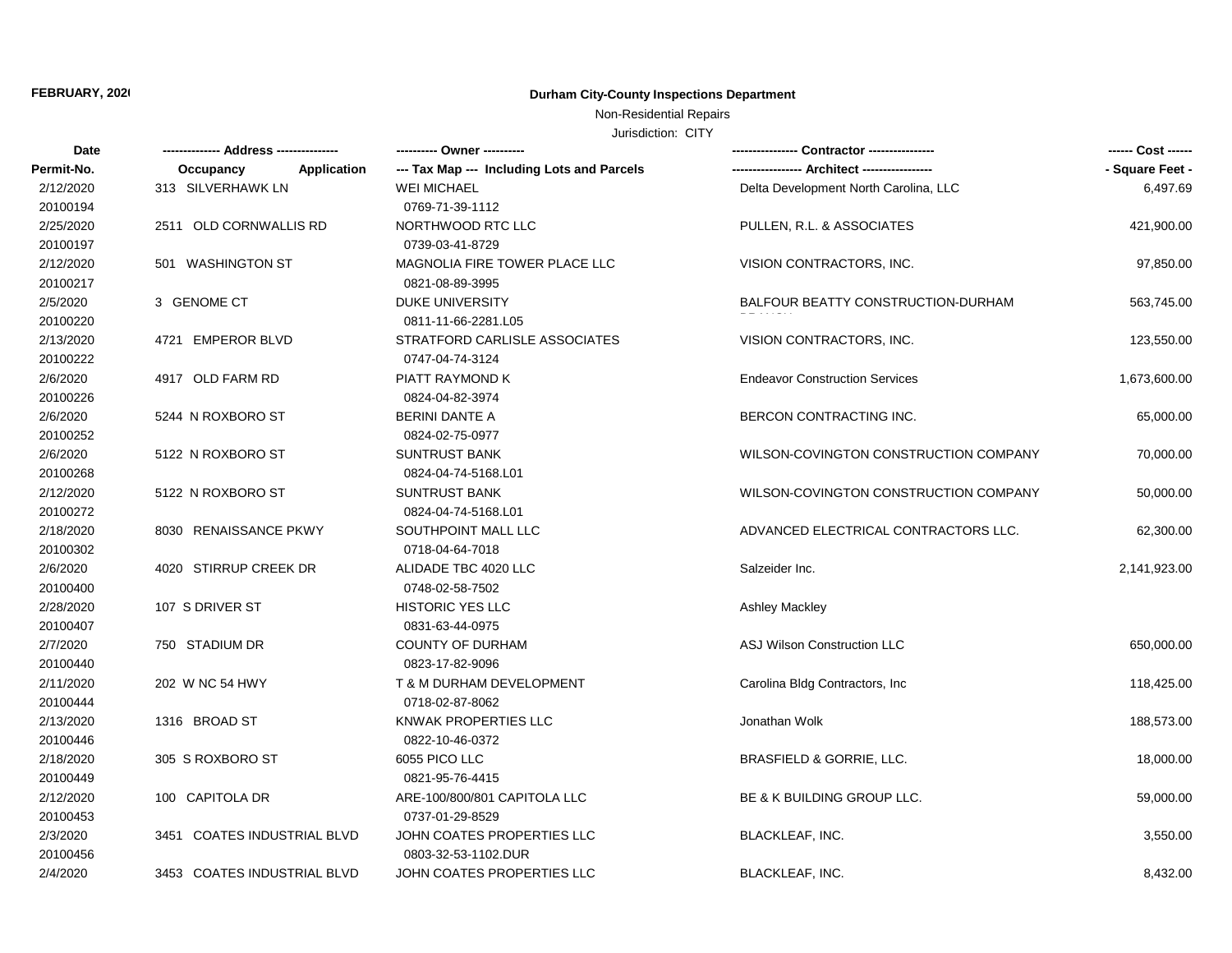**FEBRUARY, 2020**

# Durham City-County Inspections Department

Non-Residential Repairs

Jurisdiction: CITY

| Date / Permit-No. | Address / Occupancy Application | Owner / Tax Map --- Including Lots and Parcels | Contractor / Architect | Cost / Square Feet |
|---|---|---|---|---|
| 2/12/2020<br>20100194 | 313 SILVERHAWK LN | WEI MICHAEL<br>0769-71-39-1112 | Delta Development North Carolina, LLC | 6,497.69 |
| 2/25/2020<br>20100197 | 2511 OLD CORNWALLIS RD | NORTHWOOD RTC LLC<br>0739-03-41-8729 | PULLEN, R.L. & ASSOCIATES | 421,900.00 |
| 2/12/2020<br>20100217 | 501 WASHINGTON ST | MAGNOLIA FIRE TOWER PLACE LLC<br>0821-08-89-3995 | VISION CONTRACTORS, INC. | 97,850.00 |
| 2/5/2020<br>20100220 | 3 GENOME CT | DUKE UNIVERSITY<br>0811-11-66-2281.L05 | BALFOUR BEATTY CONSTRUCTION-DURHAM BRANCH | 563,745.00 |
| 2/13/2020<br>20100222 | 4721 EMPEROR BLVD | STRATFORD CARLISLE ASSOCIATES<br>0747-04-74-3124 | VISION CONTRACTORS, INC. | 123,550.00 |
| 2/6/2020<br>20100226 | 4917 OLD FARM RD | PIATT RAYMOND K<br>0824-04-82-3974 | Endeavor Construction Services | 1,673,600.00 |
| 2/6/2020<br>20100252 | 5244 N ROXBORO ST | BERINI DANTE A<br>0824-02-75-0977 | BERCON CONTRACTING INC. | 65,000.00 |
| 2/6/2020<br>20100268 | 5122 N ROXBORO ST | SUNTRUST BANK<br>0824-04-74-5168.L01 | WILSON-COVINGTON CONSTRUCTION COMPANY | 70,000.00 |
| 2/12/2020<br>20100272 | 5122 N ROXBORO ST | SUNTRUST BANK<br>0824-04-74-5168.L01 | WILSON-COVINGTON CONSTRUCTION COMPANY | 50,000.00 |
| 2/18/2020<br>20100302 | 8030 RENAISSANCE PKWY | SOUTHPOINT MALL LLC<br>0718-04-64-7018 | ADVANCED ELECTRICAL CONTRACTORS LLC. | 62,300.00 |
| 2/6/2020<br>20100400 | 4020 STIRRUP CREEK DR | ALIDADE TBC 4020 LLC<br>0748-02-58-7502 | Salzeider Inc. | 2,141,923.00 |
| 2/28/2020<br>20100407 | 107 S DRIVER ST | HISTORIC YES LLC<br>0831-63-44-0975 | Ashley Mackley | |
| 2/7/2020<br>20100440 | 750 STADIUM DR | COUNTY OF DURHAM<br>0823-17-82-9096 | ASJ Wilson Construction LLC | 650,000.00 |
| 2/11/2020<br>20100444 | 202 W NC 54 HWY | T & M DURHAM DEVELOPMENT<br>0718-02-87-8062 | Carolina Bldg Contractors, Inc | 118,425.00 |
| 2/13/2020<br>20100446 | 1316 BROAD ST | KNWAK PROPERTIES LLC<br>0822-10-46-0372 | Jonathan Wolk | 188,573.00 |
| 2/18/2020<br>20100449 | 305 S ROXBORO ST | 6055 PICO LLC<br>0821-95-76-4415 | BRASFIELD & GORRIE, LLC. | 18,000.00 |
| 2/12/2020<br>20100453 | 100 CAPITOLA DR | ARE-100/800/801 CAPITOLA LLC<br>0737-01-29-8529 | BE & K BUILDING GROUP LLC. | 59,000.00 |
| 2/3/2020<br>20100456 | 3451 COATES INDUSTRIAL BLVD | JOHN COATES PROPERTIES LLC<br>0803-32-53-1102.DUR | BLACKLEAF, INC. | 3,550.00 |
| 2/4/2020 | 3453 COATES INDUSTRIAL BLVD | JOHN COATES PROPERTIES LLC | BLACKLEAF, INC. | 8,432.00 |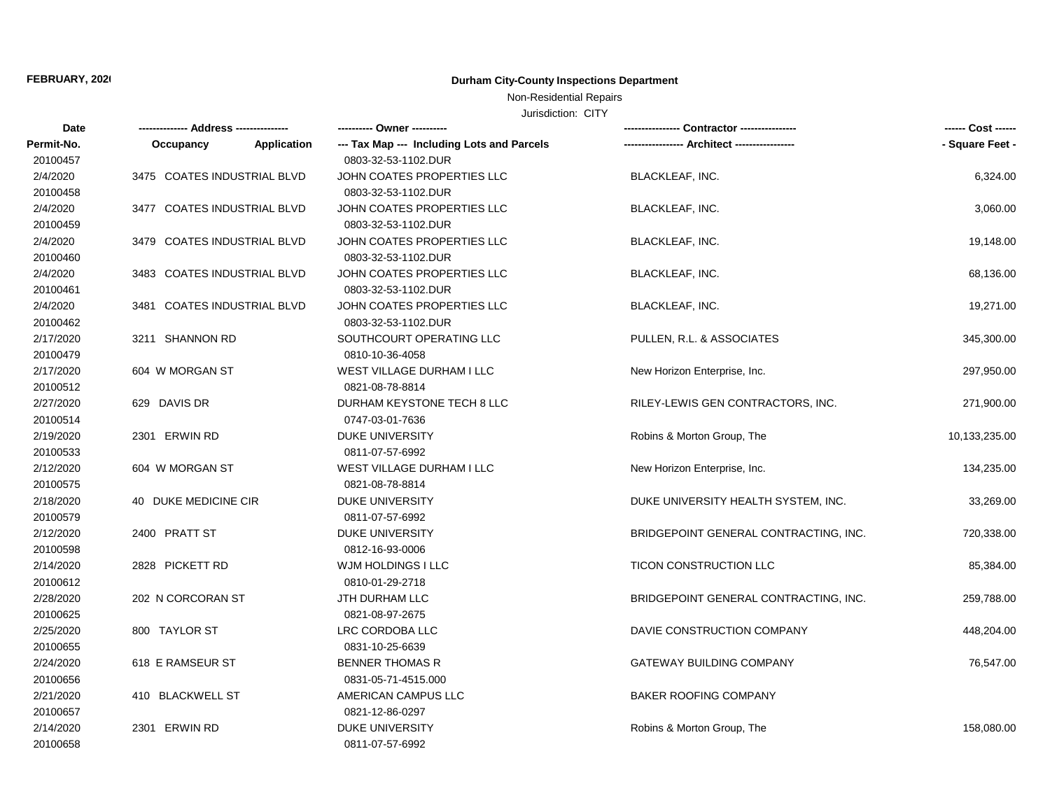**FEBRUARY, 2020**

**Durham City-County Inspections Department**

Non-Residential Repairs

Jurisdiction: CITY

| Date / Permit-No. | Address (Occupancy / Application) | Owner / Tax Map (Including Lots and Parcels) | Contractor / Architect | Cost / Square Feet |
|---|---|---|---|---|
| 20100457 | | 0803-32-53-1102.DUR | | |
| 2/4/2020 | 3475 COATES INDUSTRIAL BLVD | JOHN COATES PROPERTIES LLC | BLACKLEAF, INC. | 6,324.00 |
| 20100458 | | 0803-32-53-1102.DUR | | |
| 2/4/2020 | 3477 COATES INDUSTRIAL BLVD | JOHN COATES PROPERTIES LLC | BLACKLEAF, INC. | 3,060.00 |
| 20100459 | | 0803-32-53-1102.DUR | | |
| 2/4/2020 | 3479 COATES INDUSTRIAL BLVD | JOHN COATES PROPERTIES LLC | BLACKLEAF, INC. | 19,148.00 |
| 20100460 | | 0803-32-53-1102.DUR | | |
| 2/4/2020 | 3483 COATES INDUSTRIAL BLVD | JOHN COATES PROPERTIES LLC | BLACKLEAF, INC. | 68,136.00 |
| 20100461 | | 0803-32-53-1102.DUR | | |
| 2/4/2020 | 3481 COATES INDUSTRIAL BLVD | JOHN COATES PROPERTIES LLC | BLACKLEAF, INC. | 19,271.00 |
| 20100462 | | 0803-32-53-1102.DUR | | |
| 2/17/2020 | 3211 SHANNON RD | SOUTHCOURT OPERATING LLC | PULLEN, R.L. & ASSOCIATES | 345,300.00 |
| 20100479 | | 0810-10-36-4058 | | |
| 2/17/2020 | 604 W MORGAN ST | WEST VILLAGE DURHAM I LLC | New Horizon Enterprise, Inc. | 297,950.00 |
| 20100512 | | 0821-08-78-8814 | | |
| 2/27/2020 | 629 DAVIS DR | DURHAM KEYSTONE TECH 8 LLC | RILEY-LEWIS GEN CONTRACTORS, INC. | 271,900.00 |
| 20100514 | | 0747-03-01-7636 | | |
| 2/19/2020 | 2301 ERWIN RD | DUKE UNIVERSITY | Robins & Morton Group, The | 10,133,235.00 |
| 20100533 | | 0811-07-57-6992 | | |
| 2/12/2020 | 604 W MORGAN ST | WEST VILLAGE DURHAM I LLC | New Horizon Enterprise, Inc. | 134,235.00 |
| 20100575 | | 0821-08-78-8814 | | |
| 2/18/2020 | 40 DUKE MEDICINE CIR | DUKE UNIVERSITY | DUKE UNIVERSITY HEALTH SYSTEM, INC. | 33,269.00 |
| 20100579 | | 0811-07-57-6992 | | |
| 2/12/2020 | 2400 PRATT ST | DUKE UNIVERSITY | BRIDGEPOINT GENERAL CONTRACTING, INC. | 720,338.00 |
| 20100598 | | 0812-16-93-0006 | | |
| 2/14/2020 | 2828 PICKETT RD | WJM HOLDINGS I LLC | TICON CONSTRUCTION LLC | 85,384.00 |
| 20100612 | | 0810-01-29-2718 | | |
| 2/28/2020 | 202 N CORCORAN ST | JTH DURHAM LLC | BRIDGEPOINT GENERAL CONTRACTING, INC. | 259,788.00 |
| 20100625 | | 0821-08-97-2675 | | |
| 2/25/2020 | 800 TAYLOR ST | LRC CORDOBA LLC | DAVIE CONSTRUCTION COMPANY | 448,204.00 |
| 20100655 | | 0831-10-25-6639 | | |
| 2/24/2020 | 618 E RAMSEUR ST | BENNER THOMAS R | GATEWAY BUILDING COMPANY | 76,547.00 |
| 20100656 | | 0831-05-71-4515.000 | | |
| 2/21/2020 | 410 BLACKWELL ST | AMERICAN CAMPUS LLC | BAKER ROOFING COMPANY | |
| 20100657 | | 0821-12-86-0297 | | |
| 2/14/2020 | 2301 ERWIN RD | DUKE UNIVERSITY | Robins & Morton Group, The | 158,080.00 |
| 20100658 | | 0811-07-57-6992 | | |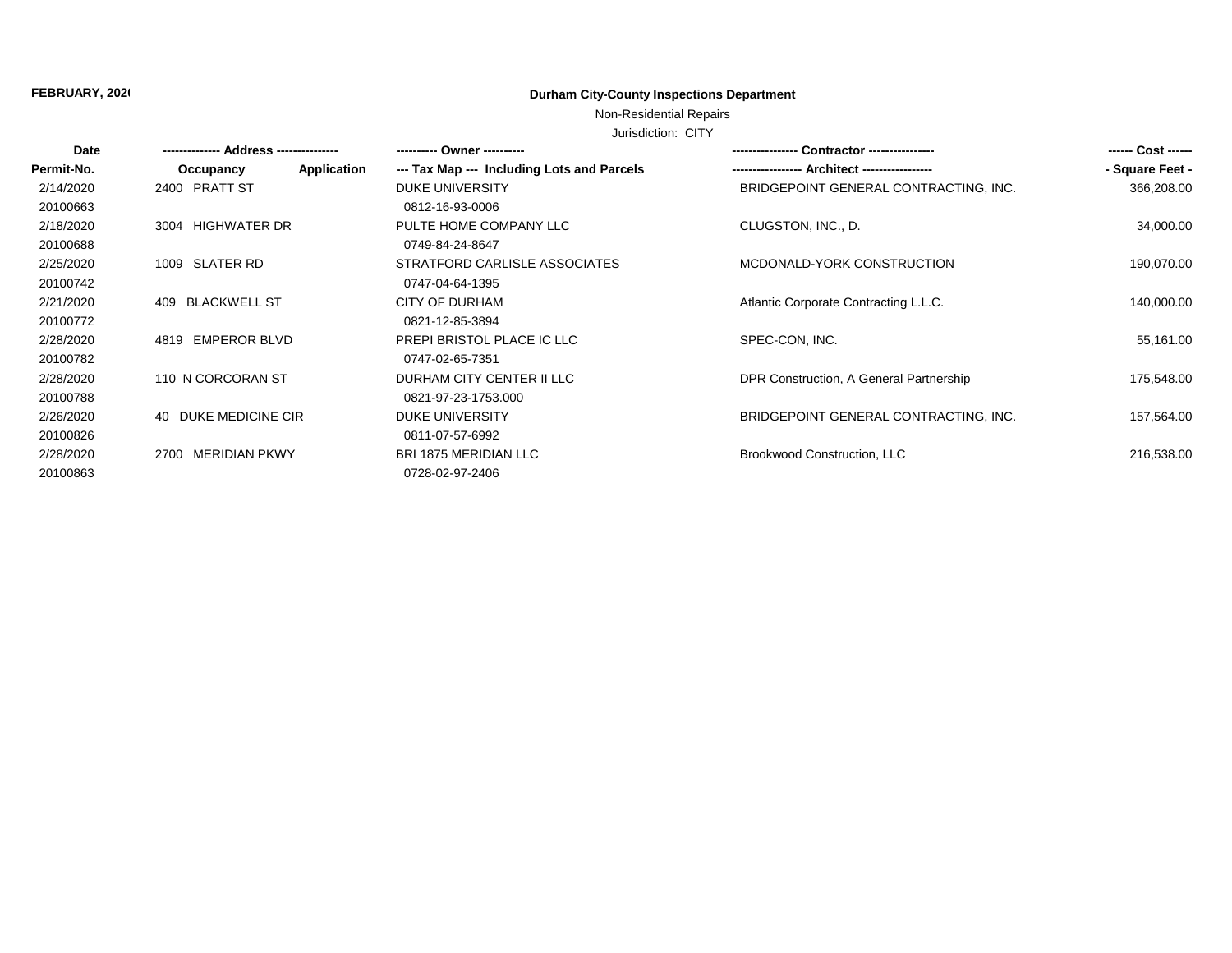FEBRUARY, 202

**Durham City-County Inspections Department**

Non-Residential Repairs

Jurisdiction: CITY

| Date<br>Permit-No. | ------------- Address ---------------<br>Occupancy | <br>Application | ---------- Owner ----------<br>--- Tax Map --- Including Lots and Parcels | ---------------- Contractor ----------------<br>----------------- Architect ----------------- | ------ Cost ------<br>- Square Feet - |
|---|---|---|---|---|---|
| 2/14/2020<br>20100663 | 2400 PRATT ST | | DUKE UNIVERSITY<br>0812-16-93-0006 | BRIDGEPOINT GENERAL CONTRACTING, INC. | 366,208.00 |
| 2/18/2020<br>20100688 | 3004 HIGHWATER DR | | PULTE HOME COMPANY LLC<br>0749-84-24-8647 | CLUGSTON, INC., D. | 34,000.00 |
| 2/25/2020<br>20100742 | 1009 SLATER RD | | STRATFORD CARLISLE ASSOCIATES<br>0747-04-64-1395 | MCDONALD-YORK CONSTRUCTION | 190,070.00 |
| 2/21/2020<br>20100772 | 409 BLACKWELL ST | | CITY OF DURHAM<br>0821-12-85-3894 | Atlantic Corporate Contracting L.L.C. | 140,000.00 |
| 2/28/2020<br>20100782 | 4819 EMPEROR BLVD | | PREPI BRISTOL PLACE IC LLC<br>0747-02-65-7351 | SPEC-CON, INC. | 55,161.00 |
| 2/28/2020<br>20100788 | 110 N CORCORAN ST | | DURHAM CITY CENTER II LLC<br>0821-97-23-1753.000 | DPR Construction, A General Partnership | 175,548.00 |
| 2/26/2020<br>20100826 | 40 DUKE MEDICINE CIR | | DUKE UNIVERSITY<br>0811-07-57-6992 | BRIDGEPOINT GENERAL CONTRACTING, INC. | 157,564.00 |
| 2/28/2020<br>20100863 | 2700 MERIDIAN PKWY | | BRI 1875 MERIDIAN LLC<br>0728-02-97-2406 | Brookwood Construction, LLC | 216,538.00 |